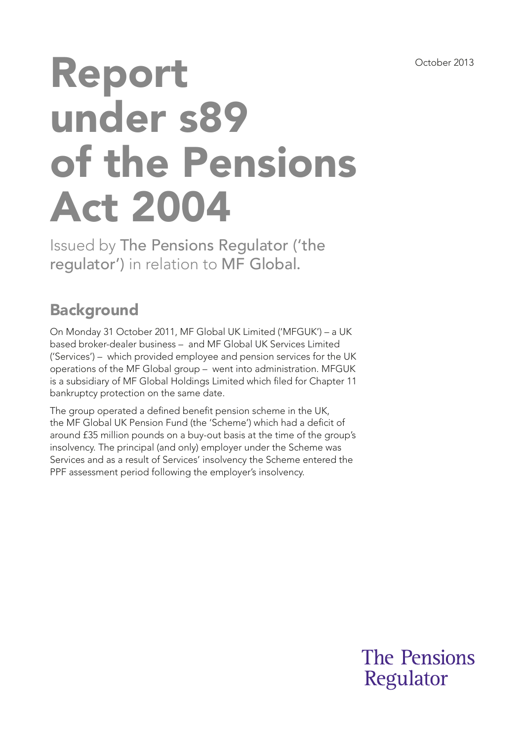October 2013

# Report under s89 of the Pensions Act 2004

Issued by The Pensions Regulator ('the regulator') in relation to MF Global.

## Background

On Monday 31 October 2011, MF Global UK Limited ('MFGUK') – a UK based broker-dealer business – and MF Global UK Services Limited ('Services') – which provided employee and pension services for the UK operations of the MF Global group – went into administration. MFGUK is a subsidiary of MF Global Holdings Limited which filed for Chapter 11 bankruptcy protection on the same date.

The group operated a defined benefit pension scheme in the UK, the MF Global UK Pension Fund (the 'Scheme') which had a deficit of around £35 million pounds on a buy-out basis at the time of the group's insolvency. The principal (and only) employer under the Scheme was Services and as a result of Services' insolvency the Scheme entered the PPF assessment period following the employer's insolvency.

The Pensions Regulator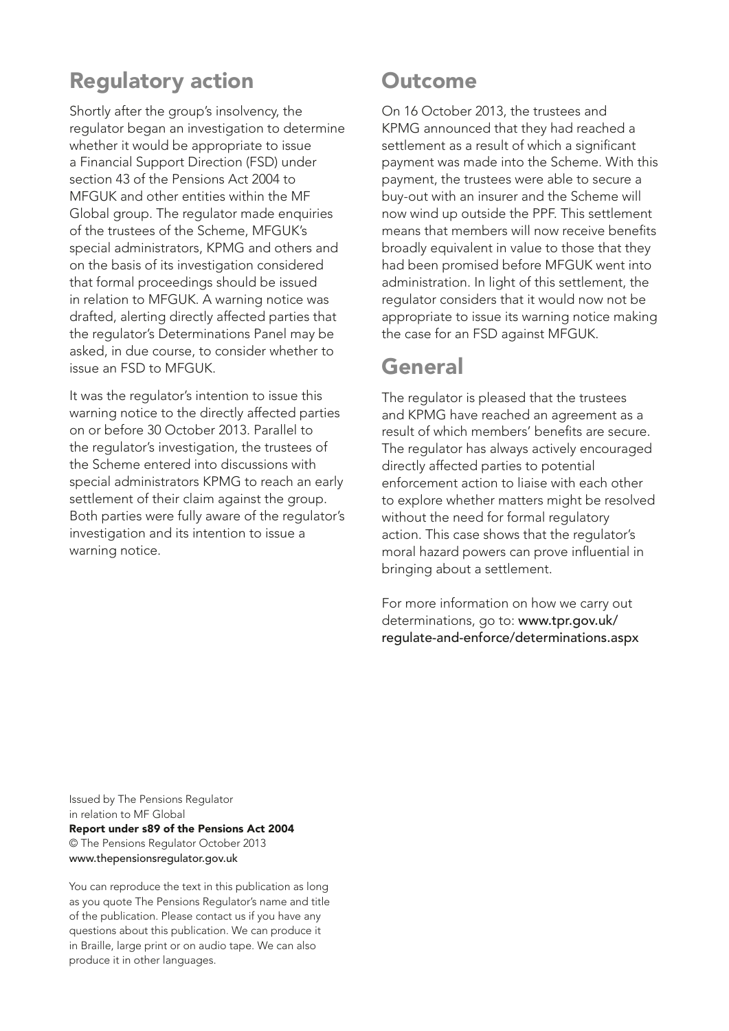## Regulatory action

Shortly after the group's insolvency, the regulator began an investigation to determine whether it would be appropriate to issue a Financial Support Direction (FSD) under section 43 of the Pensions Act 2004 to MFGUK and other entities within the MF Global group. The regulator made enquiries of the trustees of the Scheme, MFGUK's special administrators, KPMG and others and on the basis of its investigation considered that formal proceedings should be issued in relation to MFGUK. A warning notice was drafted, alerting directly affected parties that the regulator's Determinations Panel may be asked, in due course, to consider whether to issue an FSD to MFGUK.

It was the regulator's intention to issue this warning notice to the directly affected parties on or before 30 October 2013. Parallel to the regulator's investigation, the trustees of the Scheme entered into discussions with special administrators KPMG to reach an early settlement of their claim against the group. Both parties were fully aware of the regulator's investigation and its intention to issue a warning notice.

## Outcome

On 16 October 2013, the trustees and KPMG announced that they had reached a settlement as a result of which a significant payment was made into the Scheme. With this payment, the trustees were able to secure a buy-out with an insurer and the Scheme will now wind up outside the PPF. This settlement means that members will now receive benefits broadly equivalent in value to those that they had been promised before MFGUK went into administration. In light of this settlement, the regulator considers that it would now not be appropriate to issue its warning notice making the case for an FSD against MFGUK.

## General

The regulator is pleased that the trustees and KPMG have reached an agreement as a result of which members' benefits are secure. The regulator has always actively encouraged directly affected parties to potential enforcement action to liaise with each other to explore whether matters might be resolved without the need for formal regulatory action. This case shows that the regulator's moral hazard powers can prove influential in bringing about a settlement.

For more information on how we carry out determinations, go to: **www.tpr.gov.uk/regulate-and-enforce/determinations.aspx**

Issued by The Pensions Regulator
in relation to MF Global
**Report under s89 of the Pensions Act 2004**
© The Pensions Regulator October 2013
www.thepensionsregulator.gov.uk

You can reproduce the text in this publication as long as you quote The Pensions Regulator's name and title of the publication. Please contact us if you have any questions about this publication. We can produce it in Braille, large print or on audio tape. We can also produce it in other languages.